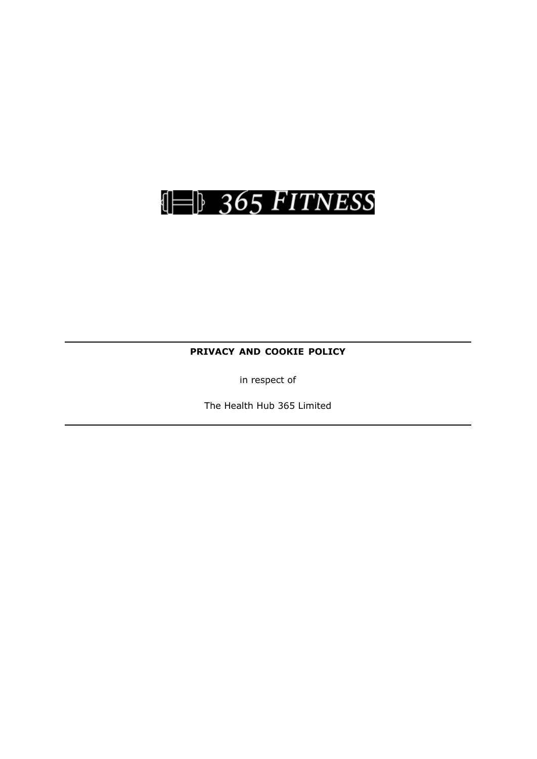365 FITNESS

---

**PRIVACY AND COOKIE POLICY**

in respect of

The Health Hub 365 Limited

---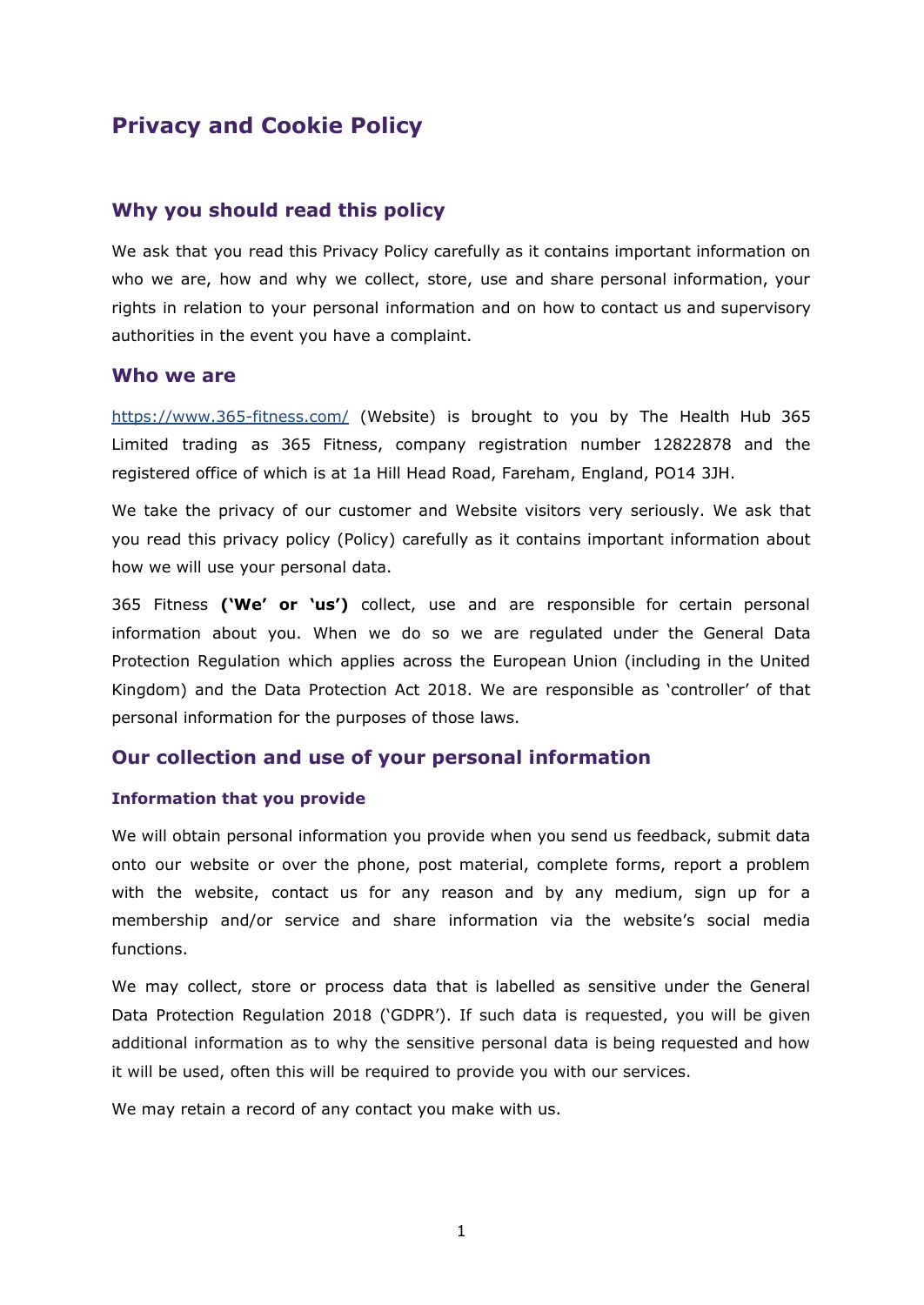# Privacy and Cookie Policy

## Why you should read this policy

We ask that you read this Privacy Policy carefully as it contains important information on who we are, how and why we collect, store, use and share personal information, your rights in relation to your personal information and on how to contact us and supervisory authorities in the event you have a complaint.

## Who we are

https://www.365-fitness.com/ (Website) is brought to you by The Health Hub 365 Limited trading as 365 Fitness, company registration number 12822878 and the registered office of which is at 1a Hill Head Road, Fareham, England, PO14 3JH.

We take the privacy of our customer and Website visitors very seriously. We ask that you read this privacy policy (Policy) carefully as it contains important information about how we will use your personal data.

365 Fitness **('We' or 'us')** collect, use and are responsible for certain personal information about you. When we do so we are regulated under the General Data Protection Regulation which applies across the European Union (including in the United Kingdom) and the Data Protection Act 2018. We are responsible as 'controller' of that personal information for the purposes of those laws.

## Our collection and use of your personal information

### Information that you provide

We will obtain personal information you provide when you send us feedback, submit data onto our website or over the phone, post material, complete forms, report a problem with the website, contact us for any reason and by any medium, sign up for a membership and/or service and share information via the website's social media functions.

We may collect, store or process data that is labelled as sensitive under the General Data Protection Regulation 2018 ('GDPR'). If such data is requested, you will be given additional information as to why the sensitive personal data is being requested and how it will be used, often this will be required to provide you with our services.

We may retain a record of any contact you make with us.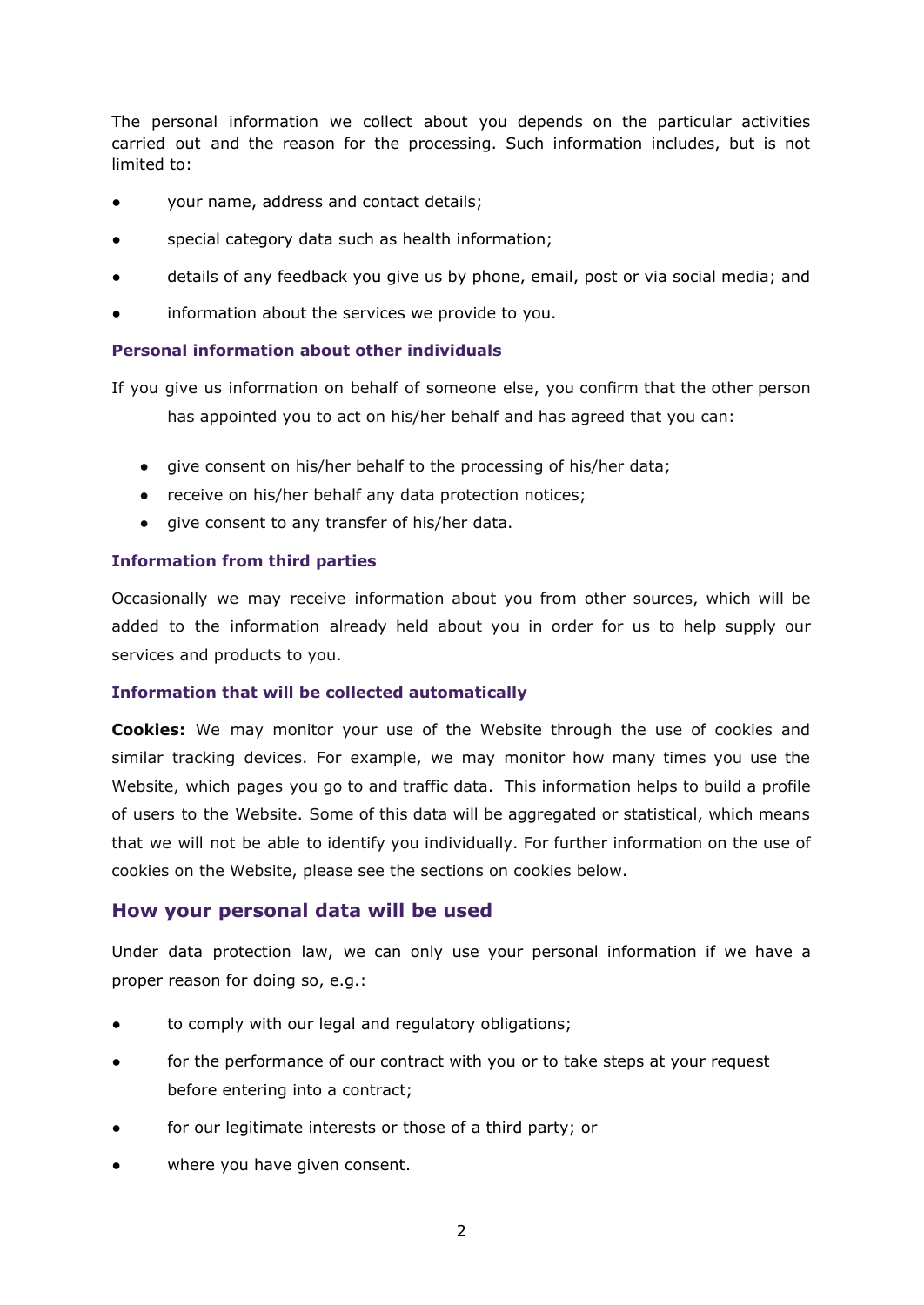The personal information we collect about you depends on the particular activities carried out and the reason for the processing. Such information includes, but is not limited to:

- your name, address and contact details;
- special category data such as health information;
- details of any feedback you give us by phone, email, post or via social media; and
- information about the services we provide to you.

### Personal information about other individuals

If you give us information on behalf of someone else, you confirm that the other person has appointed you to act on his/her behalf and has agreed that you can:

- give consent on his/her behalf to the processing of his/her data;
- receive on his/her behalf any data protection notices;
- give consent to any transfer of his/her data.

### Information from third parties

Occasionally we may receive information about you from other sources, which will be added to the information already held about you in order for us to help supply our services and products to you.

### Information that will be collected automatically

**Cookies:** We may monitor your use of the Website through the use of cookies and similar tracking devices. For example, we may monitor how many times you use the Website, which pages you go to and traffic data. This information helps to build a profile of users to the Website. Some of this data will be aggregated or statistical, which means that we will not be able to identify you individually. For further information on the use of cookies on the Website, please see the sections on cookies below.

## How your personal data will be used

Under data protection law, we can only use your personal information if we have a proper reason for doing so, e.g.:

- to comply with our legal and regulatory obligations;
- for the performance of our contract with you or to take steps at your request before entering into a contract;
- for our legitimate interests or those of a third party; or
- where you have given consent.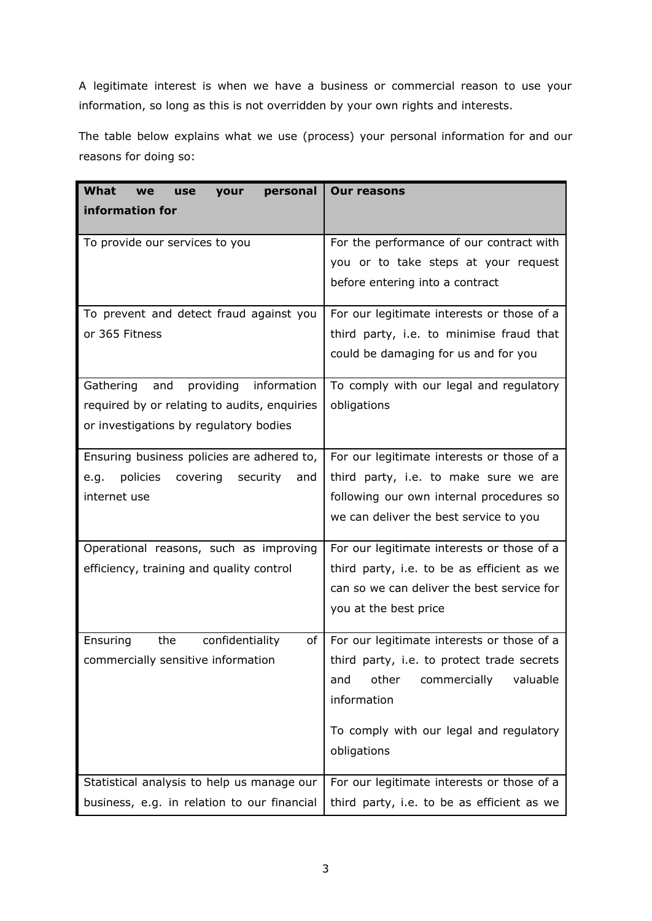A legitimate interest is when we have a business or commercial reason to use your information, so long as this is not overridden by your own rights and interests.

The table below explains what we use (process) your personal information for and our reasons for doing so:

| What we use your personal information for | Our reasons |
|---|---|
| To provide our services to you | For the performance of our contract with you or to take steps at your request before entering into a contract |
| To prevent and detect fraud against you or 365 Fitness | For our legitimate interests or those of a third party, i.e. to minimise fraud that could be damaging for us and for you |
| Gathering and providing information required by or relating to audits, enquiries or investigations by regulatory bodies | To comply with our legal and regulatory obligations |
| Ensuring business policies are adhered to, e.g. policies covering security and internet use | For our legitimate interests or those of a third party, i.e. to make sure we are following our own internal procedures so we can deliver the best service to you |
| Operational reasons, such as improving efficiency, training and quality control | For our legitimate interests or those of a third party, i.e. to be as efficient as we can so we can deliver the best service for you at the best price |
| Ensuring the confidentiality of commercially sensitive information | For our legitimate interests or those of a third party, i.e. to protect trade secrets and other commercially valuable information<br><br>To comply with our legal and regulatory obligations |
| Statistical analysis to help us manage our business, e.g. in relation to our financial | For our legitimate interests or those of a third party, i.e. to be as efficient as we |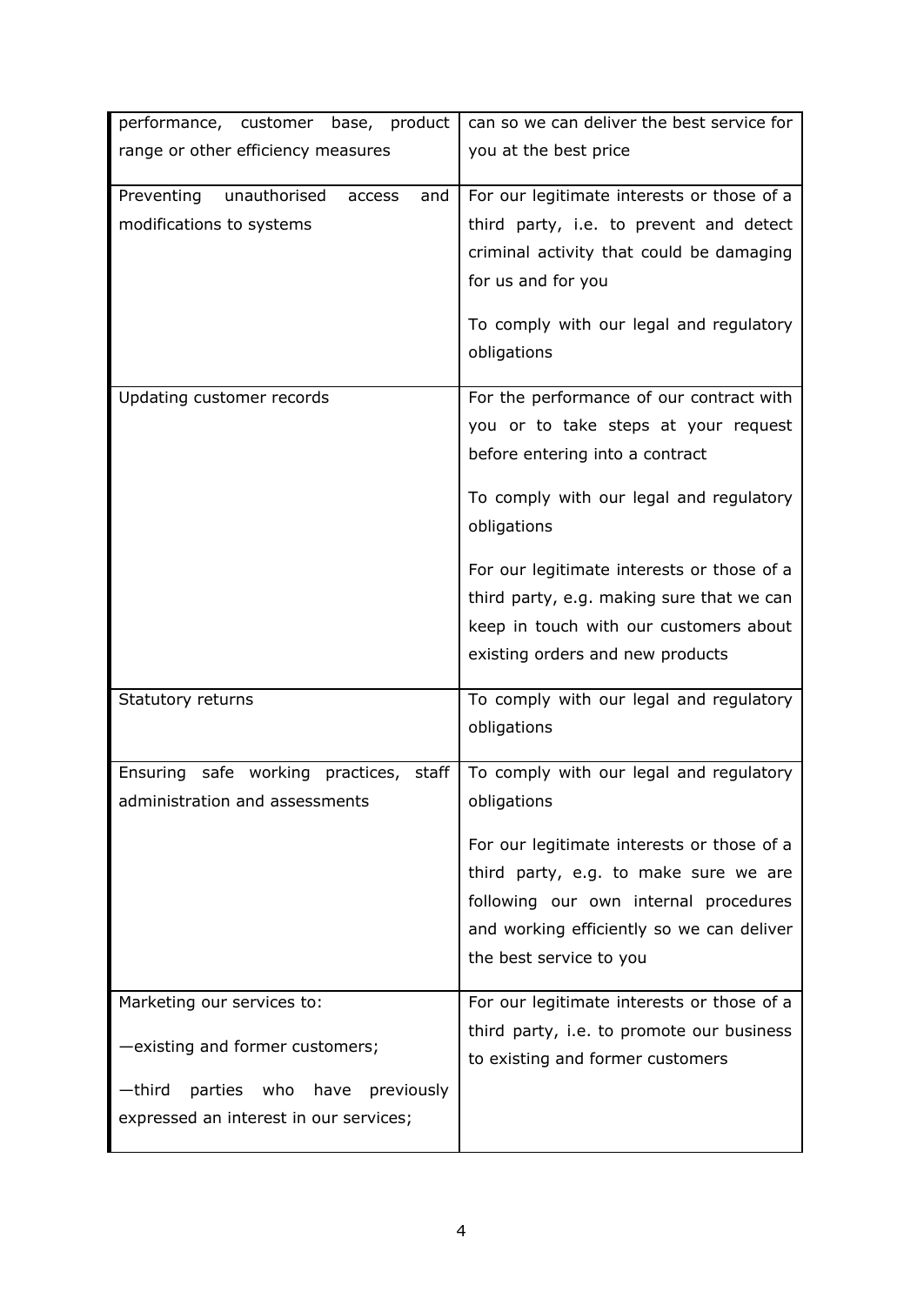| | |
|---|---|
| performance, customer base, product range or other efficiency measures | can so we can deliver the best service for you at the best price |
| Preventing unauthorised access and modifications to systems | For our legitimate interests or those of a third party, i.e. to prevent and detect criminal activity that could be damaging for us and for you<br><br>To comply with our legal and regulatory obligations |
| Updating customer records | For the performance of our contract with you or to take steps at your request before entering into a contract<br><br>To comply with our legal and regulatory obligations<br><br>For our legitimate interests or those of a third party, e.g. making sure that we can keep in touch with our customers about existing orders and new products |
| Statutory returns | To comply with our legal and regulatory obligations |
| Ensuring safe working practices, staff administration and assessments | To comply with our legal and regulatory obligations<br><br>For our legitimate interests or those of a third party, e.g. to make sure we are following our own internal procedures and working efficiently so we can deliver the best service to you |
| Marketing our services to:<br><br>—existing and former customers;<br><br>—third parties who have previously expressed an interest in our services; | For our legitimate interests or those of a third party, i.e. to promote our business to existing and former customers |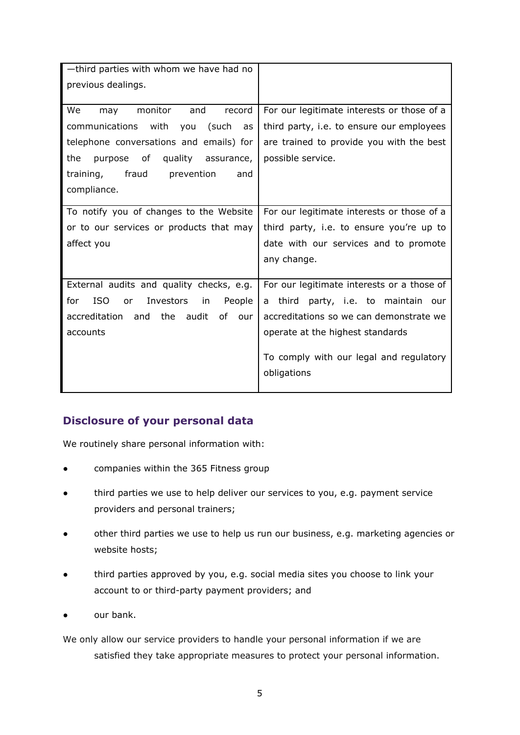| | |
|---|---|
| —third parties with whom we have had no previous dealings. | |
| We may monitor and record communications with you (such as telephone conversations and emails) for the purpose of quality assurance, training, fraud prevention and compliance. | For our legitimate interests or those of a third party, i.e. to ensure our employees are trained to provide you with the best possible service. |
| To notify you of changes to the Website or to our services or products that may affect you | For our legitimate interests or those of a third party, i.e. to ensure you're up to date with our services and to promote any change. |
| External audits and quality checks, e.g. for ISO or Investors in People accreditation and the audit of our accounts | For our legitimate interests or a those of a third party, i.e. to maintain our accreditations so we can demonstrate we operate at the highest standards<br><br>To comply with our legal and regulatory obligations |

## Disclosure of your personal data

We routinely share personal information with:

- companies within the 365 Fitness group
- third parties we use to help deliver our services to you, e.g. payment service providers and personal trainers;
- other third parties we use to help us run our business, e.g. marketing agencies or website hosts;
- third parties approved by you, e.g. social media sites you choose to link your account to or third-party payment providers; and
- our bank.

We only allow our service providers to handle your personal information if we are satisfied they take appropriate measures to protect your personal information.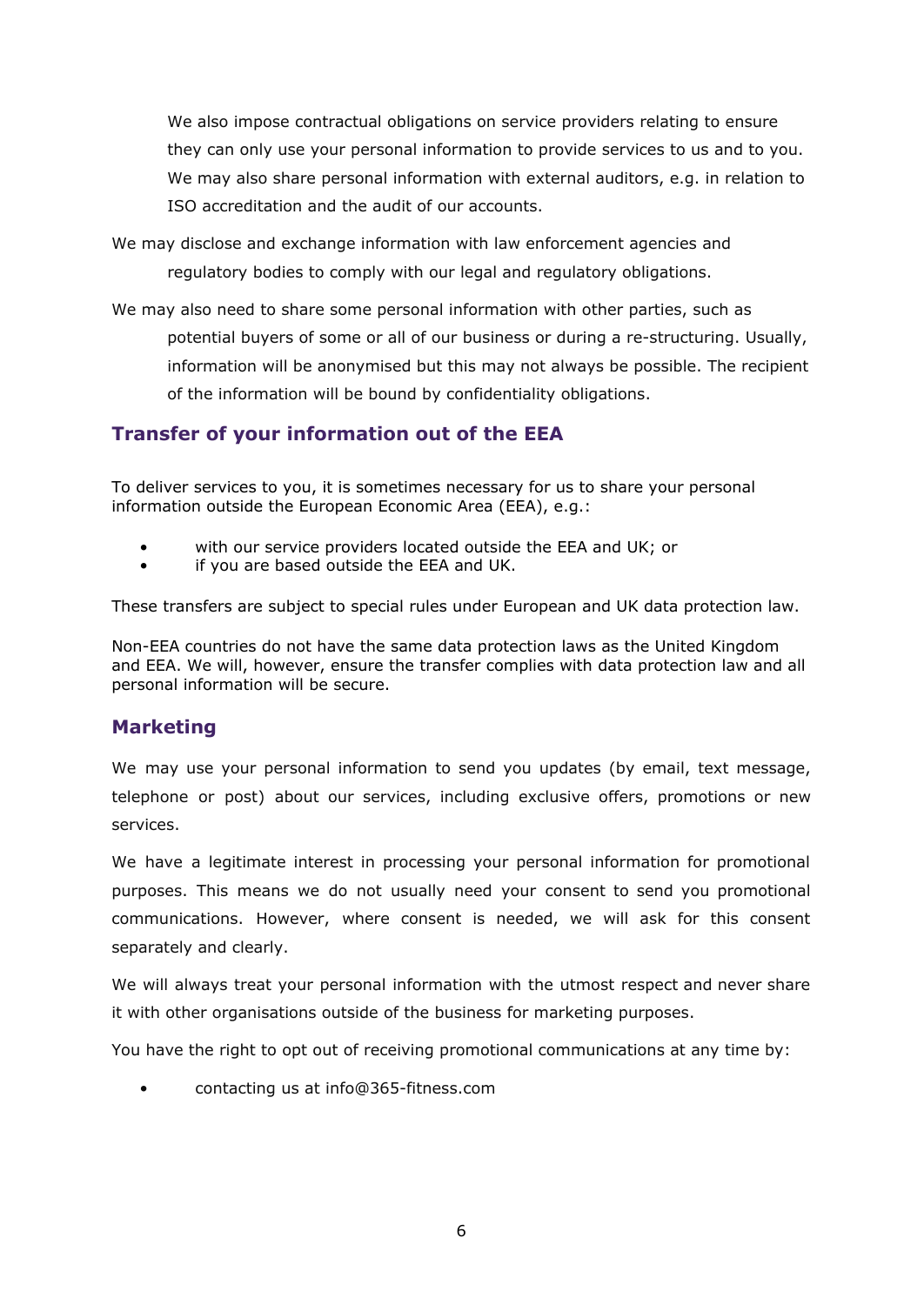We also impose contractual obligations on service providers relating to ensure they can only use your personal information to provide services to us and to you. We may also share personal information with external auditors, e.g. in relation to ISO accreditation and the audit of our accounts.

We may disclose and exchange information with law enforcement agencies and regulatory bodies to comply with our legal and regulatory obligations.

We may also need to share some personal information with other parties, such as potential buyers of some or all of our business or during a re-structuring. Usually, information will be anonymised but this may not always be possible. The recipient of the information will be bound by confidentiality obligations.

## Transfer of your information out of the EEA

To deliver services to you, it is sometimes necessary for us to share your personal information outside the European Economic Area (EEA), e.g.:

- with our service providers located outside the EEA and UK; or
- if you are based outside the EEA and UK.

These transfers are subject to special rules under European and UK data protection law.

Non-EEA countries do not have the same data protection laws as the United Kingdom and EEA. We will, however, ensure the transfer complies with data protection law and all personal information will be secure.

## Marketing

We may use your personal information to send you updates (by email, text message, telephone or post) about our services, including exclusive offers, promotions or new services.

We have a legitimate interest in processing your personal information for promotional purposes. This means we do not usually need your consent to send you promotional communications. However, where consent is needed, we will ask for this consent separately and clearly.

We will always treat your personal information with the utmost respect and never share it with other organisations outside of the business for marketing purposes.

You have the right to opt out of receiving promotional communications at any time by:

- contacting us at info@365-fitness.com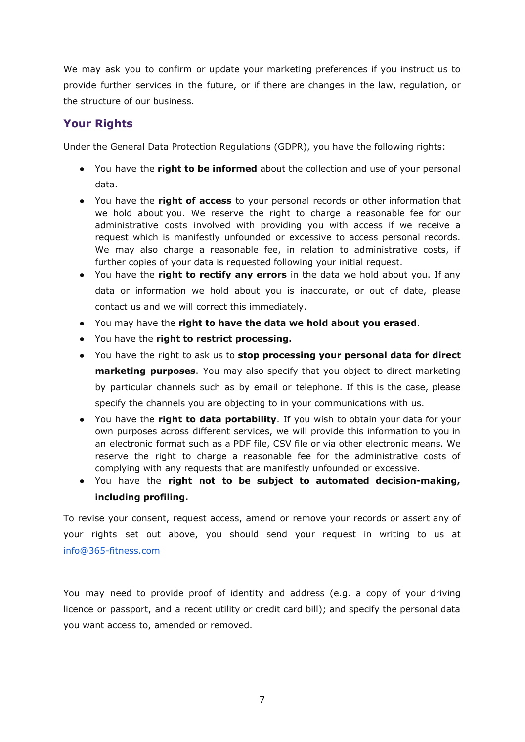We may ask you to confirm or update your marketing preferences if you instruct us to provide further services in the future, or if there are changes in the law, regulation, or the structure of our business.

## Your Rights

Under the General Data Protection Regulations (GDPR), you have the following rights:

- You have the **right to be informed** about the collection and use of your personal data.
- You have the **right of access** to your personal records or other information that we hold about you. We reserve the right to charge a reasonable fee for our administrative costs involved with providing you with access if we receive a request which is manifestly unfounded or excessive to access personal records. We may also charge a reasonable fee, in relation to administrative costs, if further copies of your data is requested following your initial request.
- You have the **right to rectify any errors** in the data we hold about you. If any data or information we hold about you is inaccurate, or out of date, please contact us and we will correct this immediately.
- You may have the **right to have the data we hold about you erased**.
- You have the **right to restrict processing.**
- You have the right to ask us to **stop processing your personal data for direct marketing purposes**. You may also specify that you object to direct marketing by particular channels such as by email or telephone. If this is the case, please specify the channels you are objecting to in your communications with us.
- You have the **right to data portability**. If you wish to obtain your data for your own purposes across different services, we will provide this information to you in an electronic format such as a PDF file, CSV file or via other electronic means. We reserve the right to charge a reasonable fee for the administrative costs of complying with any requests that are manifestly unfounded or excessive.
- You have the **right not to be subject to automated decision-making, including profiling.**

To revise your consent, request access, amend or remove your records or assert any of your rights set out above, you should send your request in writing to us at info@365-fitness.com

You may need to provide proof of identity and address (e.g. a copy of your driving licence or passport, and a recent utility or credit card bill); and specify the personal data you want access to, amended or removed.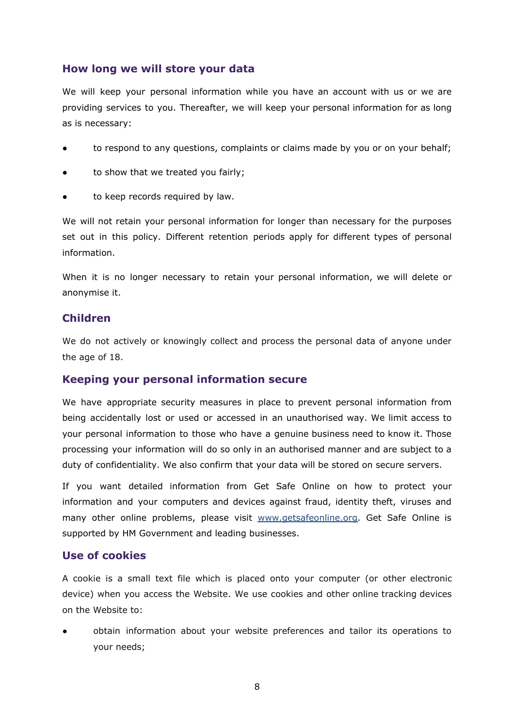## How long we will store your data

We will keep your personal information while you have an account with us or we are providing services to you. Thereafter, we will keep your personal information for as long as is necessary:

- to respond to any questions, complaints or claims made by you or on your behalf;
- to show that we treated you fairly;
- to keep records required by law.

We will not retain your personal information for longer than necessary for the purposes set out in this policy. Different retention periods apply for different types of personal information.

When it is no longer necessary to retain your personal information, we will delete or anonymise it.

## Children

We do not actively or knowingly collect and process the personal data of anyone under the age of 18.

## Keeping your personal information secure

We have appropriate security measures in place to prevent personal information from being accidentally lost or used or accessed in an unauthorised way. We limit access to your personal information to those who have a genuine business need to know it. Those processing your information will do so only in an authorised manner and are subject to a duty of confidentiality. We also confirm that your data will be stored on secure servers.

If you want detailed information from Get Safe Online on how to protect your information and your computers and devices against fraud, identity theft, viruses and many other online problems, please visit [www.getsafeonline.org](http://www.getsafeonline.org). Get Safe Online is supported by HM Government and leading businesses.

## Use of cookies

A cookie is a small text file which is placed onto your computer (or other electronic device) when you access the Website. We use cookies and other online tracking devices on the Website to:

- obtain information about your website preferences and tailor its operations to your needs;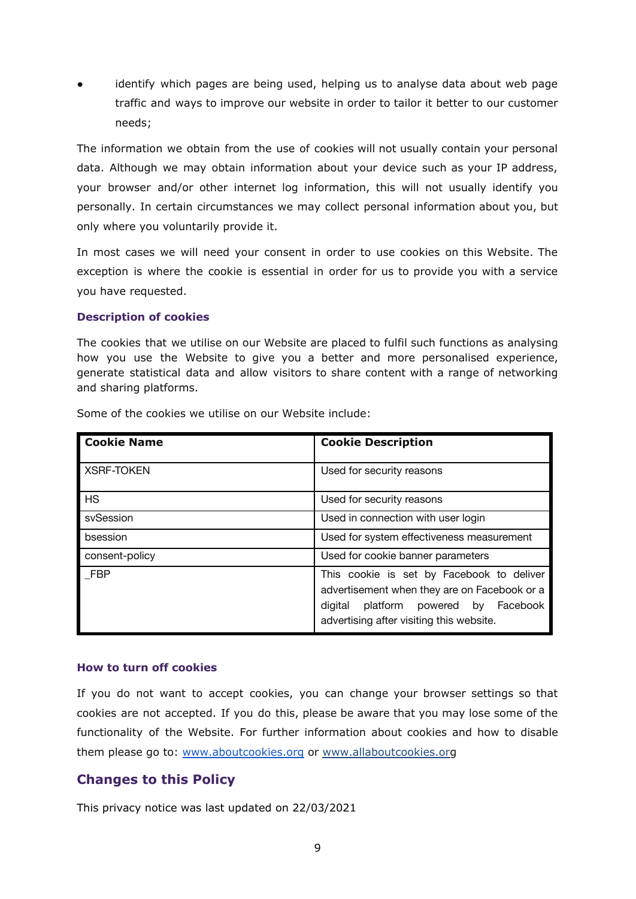- identify which pages are being used, helping us to analyse data about web page traffic and ways to improve our website in order to tailor it better to our customer needs;

The information we obtain from the use of cookies will not usually contain your personal data. Although we may obtain information about your device such as your IP address, your browser and/or other internet log information, this will not usually identify you personally. In certain circumstances we may collect personal information about you, but only where you voluntarily provide it.

In most cases we will need your consent in order to use cookies on this Website. The exception is where the cookie is essential in order for us to provide you with a service you have requested.

### Description of cookies

The cookies that we utilise on our Website are placed to fulfil such functions as analysing how you use the Website to give you a better and more personalised experience, generate statistical data and allow visitors to share content with a range of networking and sharing platforms.

Some of the cookies we utilise on our Website include:

| Cookie Name | Cookie Description |
|---|---|
| XSRF-TOKEN | Used for security reasons |
| HS | Used for security reasons |
| svSession | Used in connection with user login |
| bsession | Used for system effectiveness measurement |
| consent-policy | Used for cookie banner parameters |
| _FBP | This cookie is set by Facebook to deliver advertisement when they are on Facebook or a digital platform powered by Facebook advertising after visiting this website. |

### How to turn off cookies

If you do not want to accept cookies, you can change your browser settings so that cookies are not accepted. If you do this, please be aware that you may lose some of the functionality of the Website. For further information about cookies and how to disable them please go to: www.aboutcookies.org or www.allaboutcookies.org

## Changes to this Policy

This privacy notice was last updated on 22/03/2021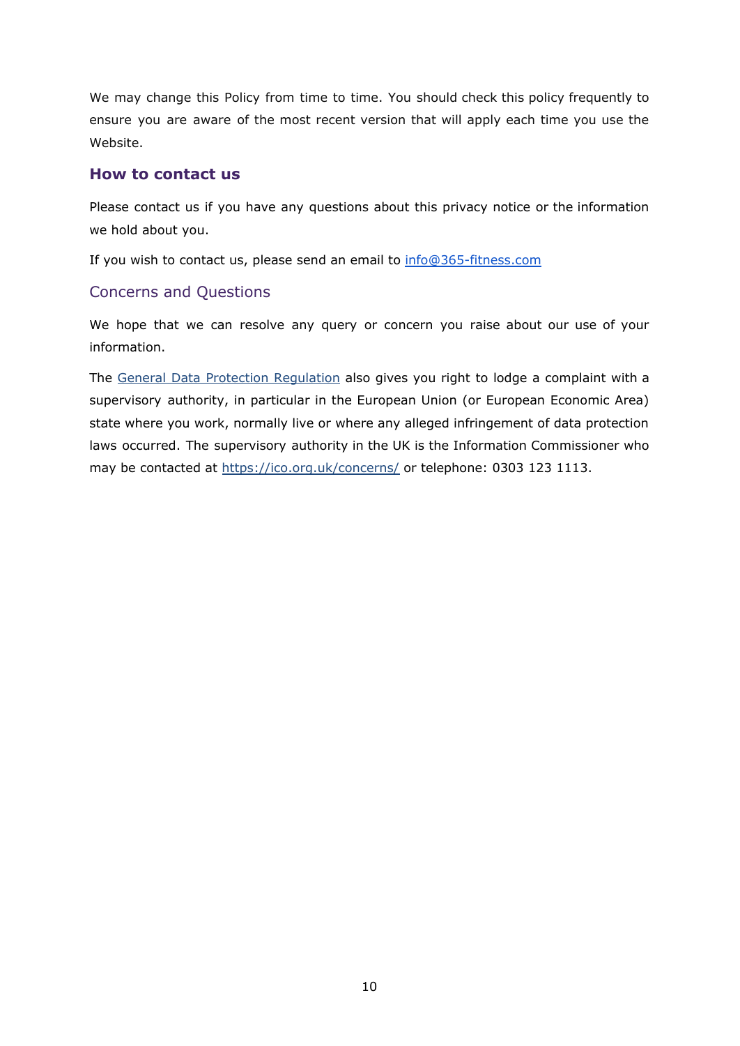We may change this Policy from time to time. You should check this policy frequently to ensure you are aware of the most recent version that will apply each time you use the Website.

## How to contact us

Please contact us if you have any questions about this privacy notice or the information we hold about you.

If you wish to contact us, please send an email to info@365-fitness.com

### Concerns and Questions

We hope that we can resolve any query or concern you raise about our use of your information.

The General Data Protection Regulation also gives you right to lodge a complaint with a supervisory authority, in particular in the European Union (or European Economic Area) state where you work, normally live or where any alleged infringement of data protection laws occurred. The supervisory authority in the UK is the Information Commissioner who may be contacted at https://ico.org.uk/concerns/ or telephone: 0303 123 1113.